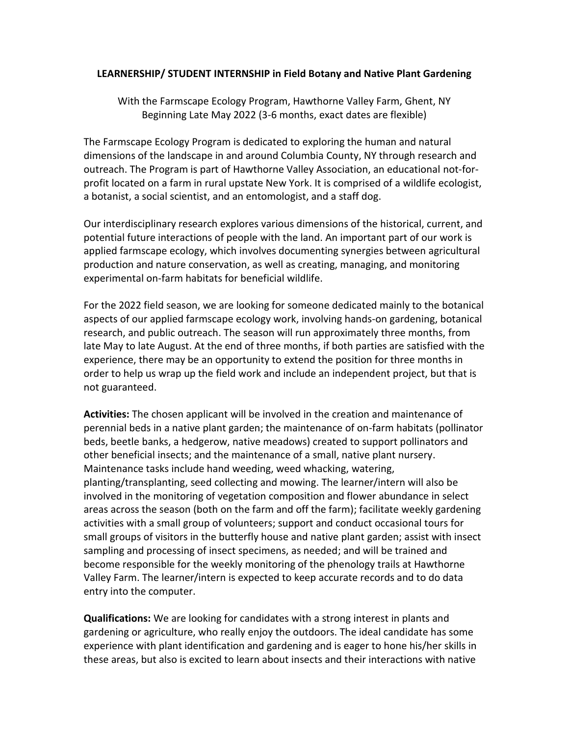# LEARNERSHIP/ STUDENT INTERNSHIP in Field Botany and Native Plant Gardening

With the Farmscape Ecology Program, Hawthorne Valley Farm, Ghent, NY
Beginning Late May 2022 (3-6 months, exact dates are flexible)

The Farmscape Ecology Program is dedicated to exploring the human and natural dimensions of the landscape in and around Columbia County, NY through research and outreach. The Program is part of Hawthorne Valley Association, an educational not-for-profit located on a farm in rural upstate New York. It is comprised of a wildlife ecologist, a botanist, a social scientist, and an entomologist, and a staff dog.

Our interdisciplinary research explores various dimensions of the historical, current, and potential future interactions of people with the land. An important part of our work is applied farmscape ecology, which involves documenting synergies between agricultural production and nature conservation, as well as creating, managing, and monitoring experimental on-farm habitats for beneficial wildlife.

For the 2022 field season, we are looking for someone dedicated mainly to the botanical aspects of our applied farmscape ecology work, involving hands-on gardening, botanical research, and public outreach. The season will run approximately three months, from late May to late August. At the end of three months, if both parties are satisfied with the experience, there may be an opportunity to extend the position for three months in order to help us wrap up the field work and include an independent project, but that is not guaranteed.

**Activities:** The chosen applicant will be involved in the creation and maintenance of perennial beds in a native plant garden; the maintenance of on-farm habitats (pollinator beds, beetle banks, a hedgerow, native meadows) created to support pollinators and other beneficial insects; and the maintenance of a small, native plant nursery. Maintenance tasks include hand weeding, weed whacking, watering, planting/transplanting, seed collecting and mowing. The learner/intern will also be involved in the monitoring of vegetation composition and flower abundance in select areas across the season (both on the farm and off the farm); facilitate weekly gardening activities with a small group of volunteers; support and conduct occasional tours for small groups of visitors in the butterfly house and native plant garden; assist with insect sampling and processing of insect specimens, as needed; and will be trained and become responsible for the weekly monitoring of the phenology trails at Hawthorne Valley Farm. The learner/intern is expected to keep accurate records and to do data entry into the computer.

**Qualifications:** We are looking for candidates with a strong interest in plants and gardening or agriculture, who really enjoy the outdoors. The ideal candidate has some experience with plant identification and gardening and is eager to hone his/her skills in these areas, but also is excited to learn about insects and their interactions with native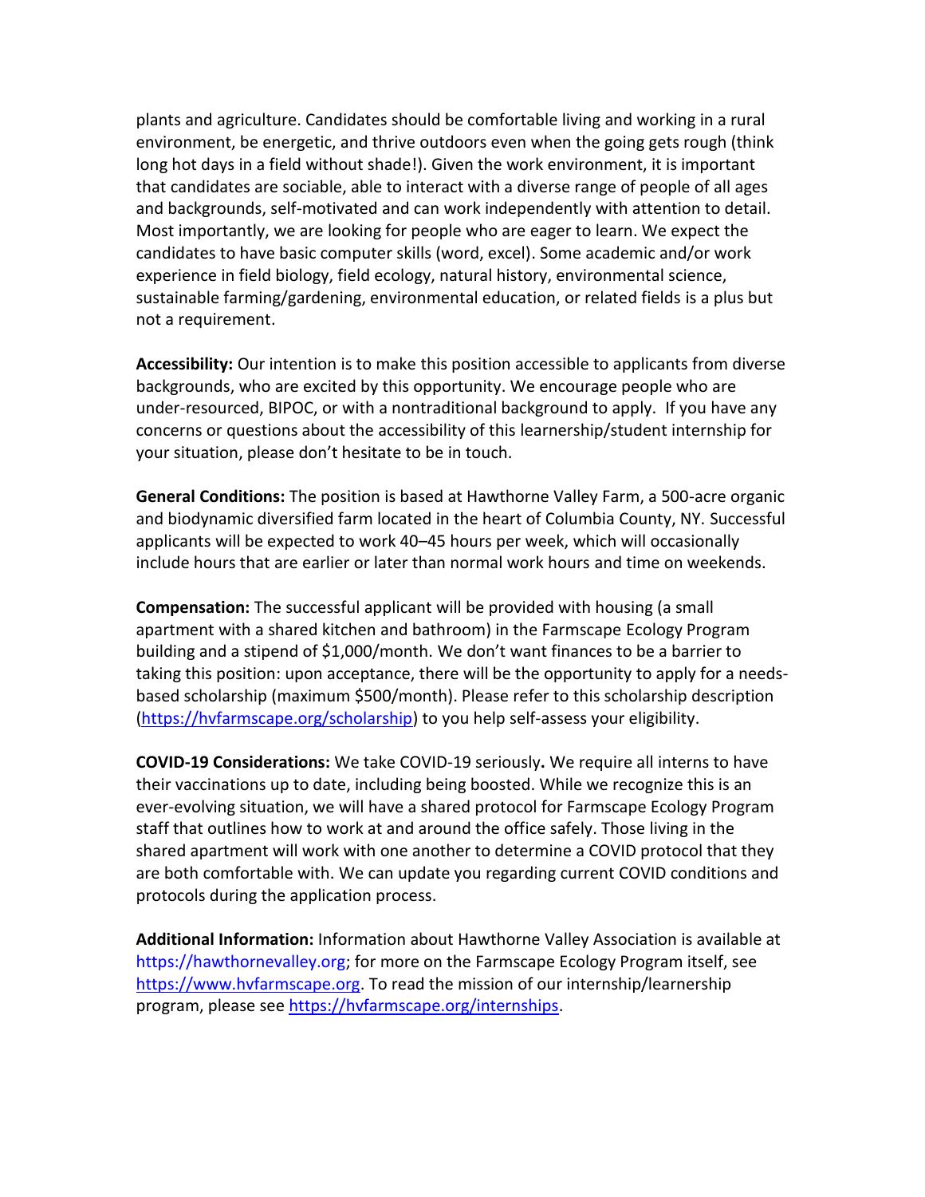plants and agriculture. Candidates should be comfortable living and working in a rural environment, be energetic, and thrive outdoors even when the going gets rough (think long hot days in a field without shade!). Given the work environment, it is important that candidates are sociable, able to interact with a diverse range of people of all ages and backgrounds, self-motivated and can work independently with attention to detail. Most importantly, we are looking for people who are eager to learn. We expect the candidates to have basic computer skills (word, excel). Some academic and/or work experience in field biology, field ecology, natural history, environmental science, sustainable farming/gardening, environmental education, or related fields is a plus but not a requirement.

**Accessibility:** Our intention is to make this position accessible to applicants from diverse backgrounds, who are excited by this opportunity. We encourage people who are under-resourced, BIPOC, or with a nontraditional background to apply. If you have any concerns or questions about the accessibility of this learnership/student internship for your situation, please don't hesitate to be in touch.

**General Conditions:** The position is based at Hawthorne Valley Farm, a 500-acre organic and biodynamic diversified farm located in the heart of Columbia County, NY. Successful applicants will be expected to work 40–45 hours per week, which will occasionally include hours that are earlier or later than normal work hours and time on weekends.

**Compensation:** The successful applicant will be provided with housing (a small apartment with a shared kitchen and bathroom) in the Farmscape Ecology Program building and a stipend of $1,000/month. We don't want finances to be a barrier to taking this position: upon acceptance, there will be the opportunity to apply for a needs-based scholarship (maximum $500/month). Please refer to this scholarship description (https://hvfarmscape.org/scholarship) to you help self-assess your eligibility.

**COVID-19 Considerations:** We take COVID-19 seriously**.** We require all interns to have their vaccinations up to date, including being boosted. While we recognize this is an ever-evolving situation, we will have a shared protocol for Farmscape Ecology Program staff that outlines how to work at and around the office safely. Those living in the shared apartment will work with one another to determine a COVID protocol that they are both comfortable with. We can update you regarding current COVID conditions and protocols during the application process.

**Additional Information:** Information about Hawthorne Valley Association is available at https://hawthornevalley.org; for more on the Farmscape Ecology Program itself, see https://www.hvfarmscape.org. To read the mission of our internship/learnership program, please see https://hvfarmscape.org/internships.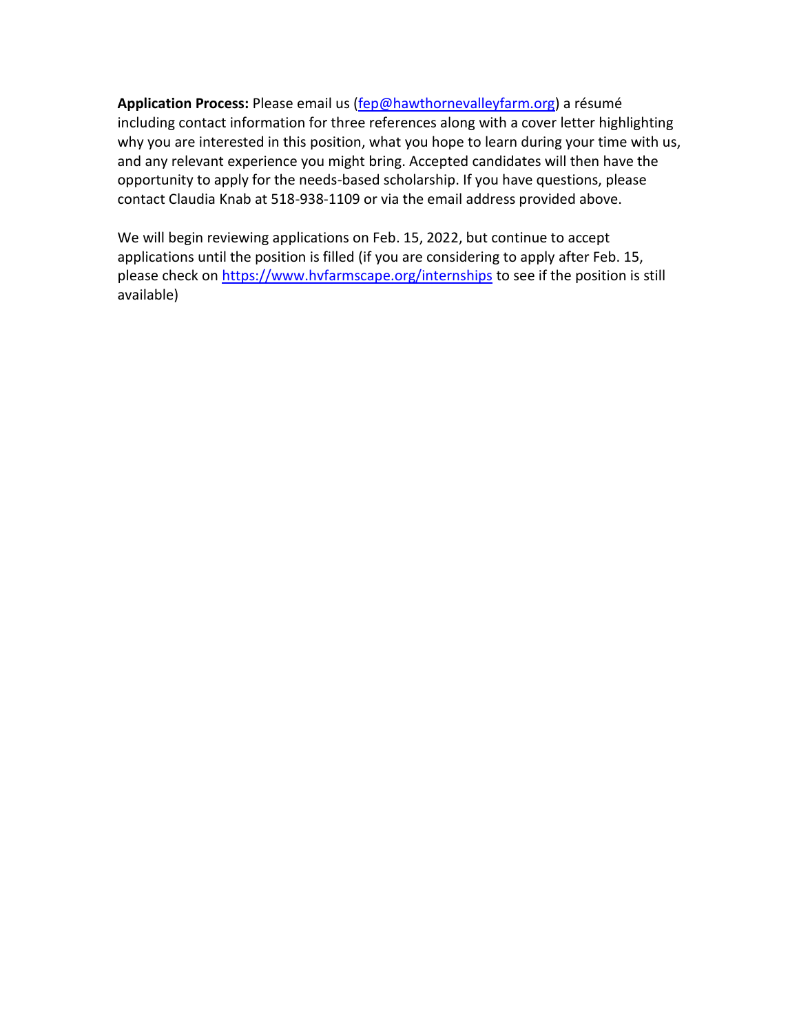**Application Process:** Please email us ([fep@hawthornevalleyfarm.org](mailto:fep@hawthornevalleyfarm.org)) a résumé including contact information for three references along with a cover letter highlighting why you are interested in this position, what you hope to learn during your time with us, and any relevant experience you might bring. Accepted candidates will then have the opportunity to apply for the needs-based scholarship. If you have questions, please contact Claudia Knab at 518-938-1109 or via the email address provided above.

We will begin reviewing applications on Feb. 15, 2022, but continue to accept applications until the position is filled (if you are considering to apply after Feb. 15, please check on [https://www.hvfarmscape.org/internships](https://www.hvfarmscape.org/internships) to see if the position is still available)